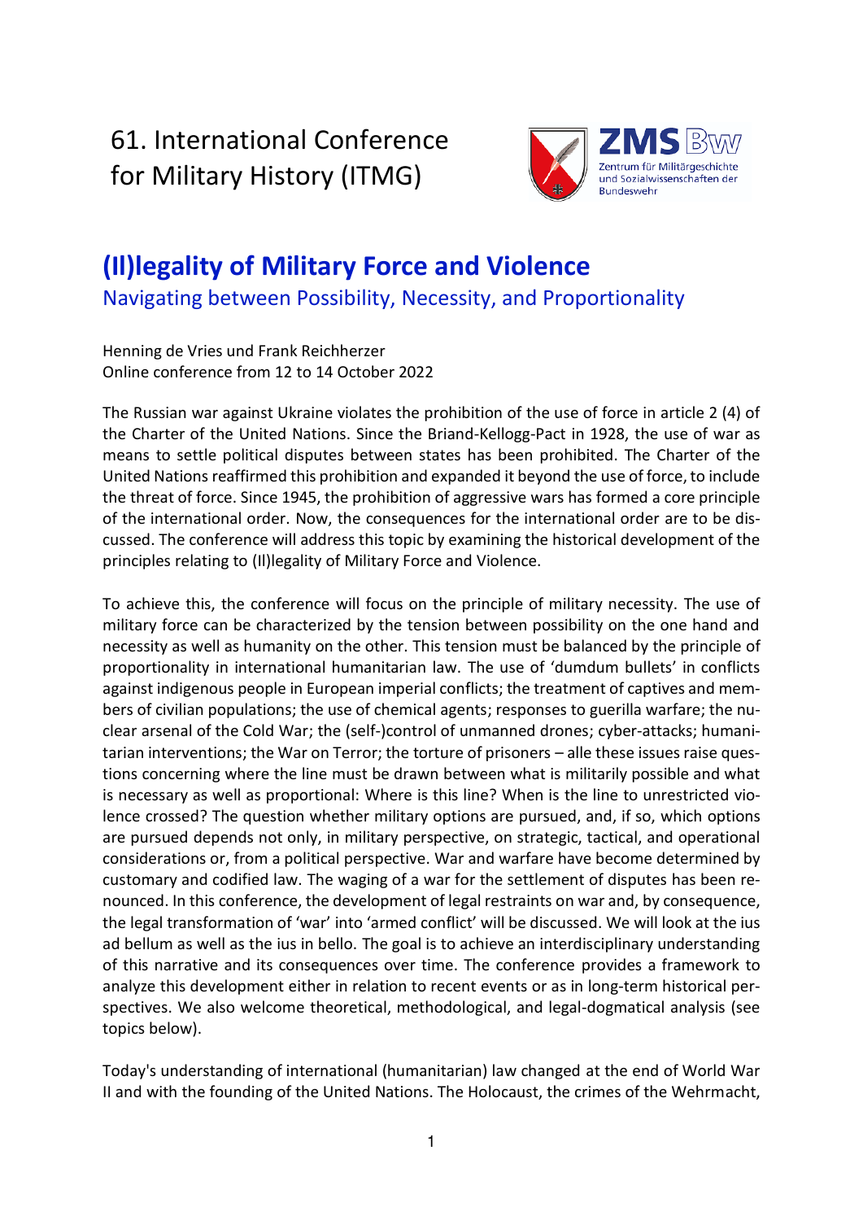61. International Conference for Military History (ITMG)

ZMS Bw
Zentrum für Militärgeschichte und Sozialwissenschaften der Bundeswehr

# (Il)legality of Military Force and Violence

## Navigating between Possibility, Necessity, and Proportionality

Henning de Vries und Frank Reichherzer
Online conference from 12 to 14 October 2022

The Russian war against Ukraine violates the prohibition of the use of force in article 2 (4) of the Charter of the United Nations. Since the Briand-Kellogg-Pact in 1928, the use of war as means to settle political disputes between states has been prohibited. The Charter of the United Nations reaffirmed this prohibition and expanded it beyond the use of force, to include the threat of force. Since 1945, the prohibition of aggressive wars has formed a core principle of the international order. Now, the consequences for the international order are to be discussed. The conference will address this topic by examining the historical development of the principles relating to (Il)legality of Military Force and Violence.

To achieve this, the conference will focus on the principle of military necessity. The use of military force can be characterized by the tension between possibility on the one hand and necessity as well as humanity on the other. This tension must be balanced by the principle of proportionality in international humanitarian law. The use of 'dumdum bullets' in conflicts against indigenous people in European imperial conflicts; the treatment of captives and members of civilian populations; the use of chemical agents; responses to guerilla warfare; the nuclear arsenal of the Cold War; the (self-)control of unmanned drones; cyber-attacks; humanitarian interventions; the War on Terror; the torture of prisoners – alle these issues raise questions concerning where the line must be drawn between what is militarily possible and what is necessary as well as proportional: Where is this line? When is the line to unrestricted violence crossed? The question whether military options are pursued, and, if so, which options are pursued depends not only, in military perspective, on strategic, tactical, and operational considerations or, from a political perspective. War and warfare have become determined by customary and codified law. The waging of a war for the settlement of disputes has been renounced. In this conference, the development of legal restraints on war and, by consequence, the legal transformation of 'war' into 'armed conflict' will be discussed. We will look at the ius ad bellum as well as the ius in bello. The goal is to achieve an interdisciplinary understanding of this narrative and its consequences over time. The conference provides a framework to analyze this development either in relation to recent events or as in long-term historical perspectives. We also welcome theoretical, methodological, and legal-dogmatical analysis (see topics below).

Today's understanding of international (humanitarian) law changed at the end of World War II and with the founding of the United Nations. The Holocaust, the crimes of the Wehrmacht,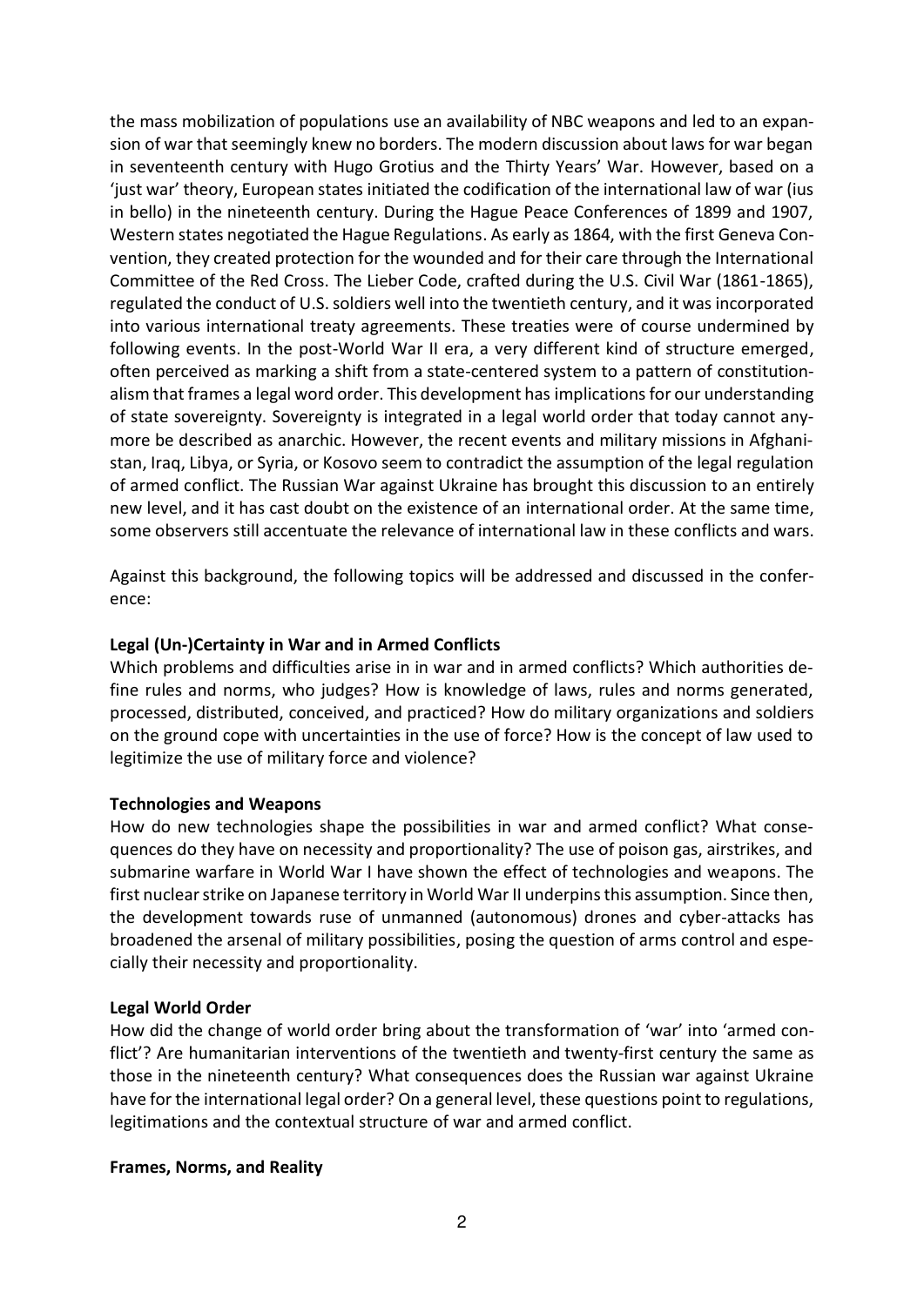the mass mobilization of populations use an availability of NBC weapons and led to an expansion of war that seemingly knew no borders. The modern discussion about laws for war began in seventeenth century with Hugo Grotius and the Thirty Years' War. However, based on a 'just war' theory, European states initiated the codification of the international law of war (ius in bello) in the nineteenth century. During the Hague Peace Conferences of 1899 and 1907, Western states negotiated the Hague Regulations. As early as 1864, with the first Geneva Convention, they created protection for the wounded and for their care through the International Committee of the Red Cross. The Lieber Code, crafted during the U.S. Civil War (1861-1865), regulated the conduct of U.S. soldiers well into the twentieth century, and it was incorporated into various international treaty agreements. These treaties were of course undermined by following events. In the post-World War II era, a very different kind of structure emerged, often perceived as marking a shift from a state-centered system to a pattern of constitutionalism that frames a legal word order. This development has implications for our understanding of state sovereignty. Sovereignty is integrated in a legal world order that today cannot anymore be described as anarchic. However, the recent events and military missions in Afghanistan, Iraq, Libya, or Syria, or Kosovo seem to contradict the assumption of the legal regulation of armed conflict. The Russian War against Ukraine has brought this discussion to an entirely new level, and it has cast doubt on the existence of an international order. At the same time, some observers still accentuate the relevance of international law in these conflicts and wars.

Against this background, the following topics will be addressed and discussed in the conference:

**Legal (Un-)Certainty in War and in Armed Conflicts**

Which problems and difficulties arise in in war and in armed conflicts? Which authorities define rules and norms, who judges? How is knowledge of laws, rules and norms generated, processed, distributed, conceived, and practiced? How do military organizations and soldiers on the ground cope with uncertainties in the use of force? How is the concept of law used to legitimize the use of military force and violence?

**Technologies and Weapons**

How do new technologies shape the possibilities in war and armed conflict? What consequences do they have on necessity and proportionality? The use of poison gas, airstrikes, and submarine warfare in World War I have shown the effect of technologies and weapons. The first nuclear strike on Japanese territory in World War II underpins this assumption. Since then, the development towards ruse of unmanned (autonomous) drones and cyber-attacks has broadened the arsenal of military possibilities, posing the question of arms control and especially their necessity and proportionality.

**Legal World Order**

How did the change of world order bring about the transformation of 'war' into 'armed conflict'? Are humanitarian interventions of the twentieth and twenty-first century the same as those in the nineteenth century? What consequences does the Russian war against Ukraine have for the international legal order? On a general level, these questions point to regulations, legitimations and the contextual structure of war and armed conflict.

**Frames, Norms, and Reality**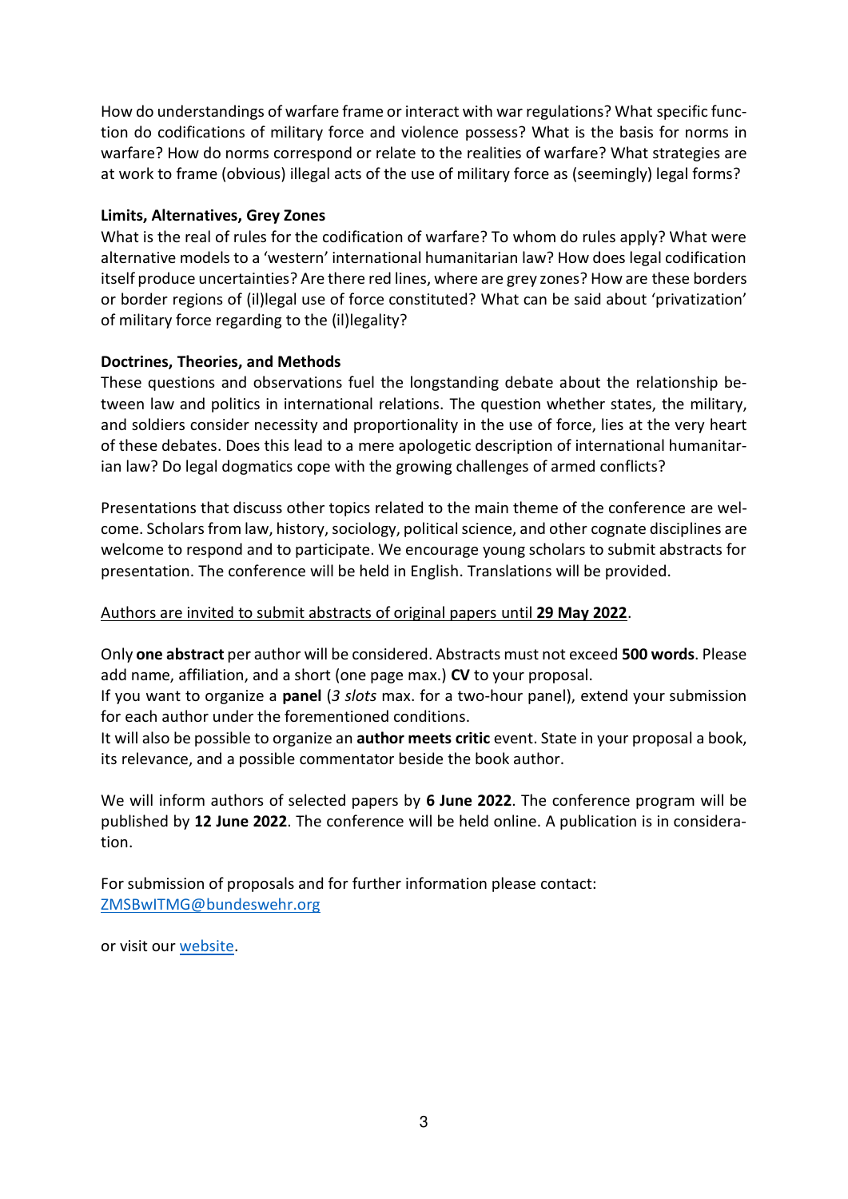How do understandings of warfare frame or interact with war regulations? What specific function do codifications of military force and violence possess? What is the basis for norms in warfare? How do norms correspond or relate to the realities of warfare? What strategies are at work to frame (obvious) illegal acts of the use of military force as (seemingly) legal forms?

**Limits, Alternatives, Grey Zones**

What is the real of rules for the codification of warfare? To whom do rules apply? What were alternative models to a 'western' international humanitarian law? How does legal codification itself produce uncertainties? Are there red lines, where are grey zones? How are these borders or border regions of (il)legal use of force constituted? What can be said about 'privatization' of military force regarding to the (il)legality?

**Doctrines, Theories, and Methods**

These questions and observations fuel the longstanding debate about the relationship between law and politics in international relations. The question whether states, the military, and soldiers consider necessity and proportionality in the use of force, lies at the very heart of these debates. Does this lead to a mere apologetic description of international humanitarian law? Do legal dogmatics cope with the growing challenges of armed conflicts?

Presentations that discuss other topics related to the main theme of the conference are welcome. Scholars from law, history, sociology, political science, and other cognate disciplines are welcome to respond and to participate. We encourage young scholars to submit abstracts for presentation. The conference will be held in English. Translations will be provided.

Authors are invited to submit abstracts of original papers until **29 May 2022**.

Only **one abstract** per author will be considered. Abstracts must not exceed **500 words**. Please add name, affiliation, and a short (one page max.) **CV** to your proposal.
If you want to organize a **panel** (*3 slots* max. for a two-hour panel), extend your submission for each author under the forementioned conditions.
It will also be possible to organize an **author meets critic** event. State in your proposal a book, its relevance, and a possible commentator beside the book author.

We will inform authors of selected papers by **6 June 2022**. The conference program will be published by **12 June 2022**. The conference will be held online. A publication is in consideration.

For submission of proposals and for further information please contact:
ZMSBwITMG@bundeswehr.org

or visit our website.